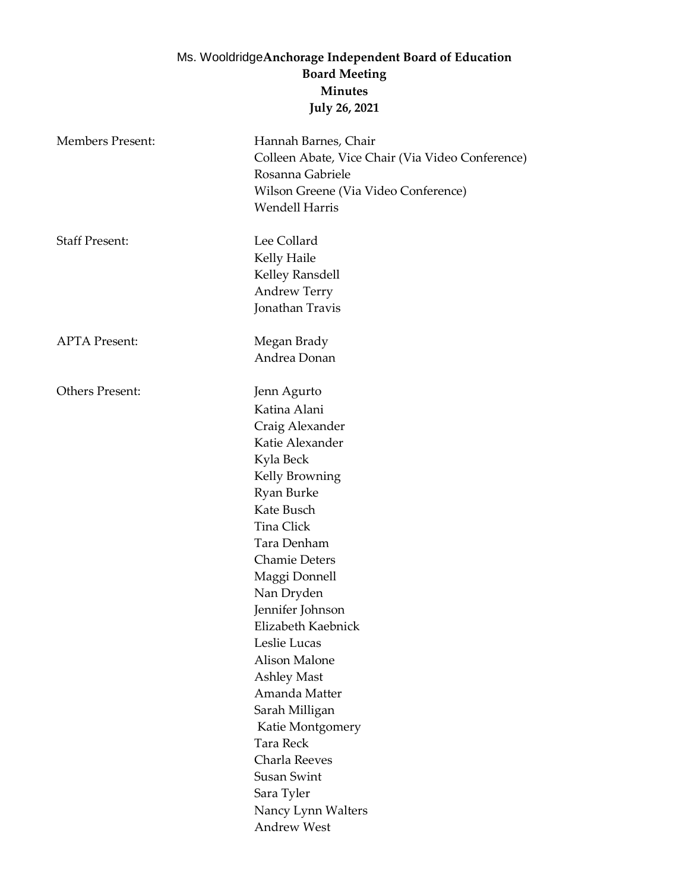# Ms. Wooldridge**Anchorage Independent Board of Education**
## Board Meeting
## Minutes
## July 26, 2021

| | |
|---|---|
| Members Present: | Hannah Barnes, Chair |
| | Colleen Abate, Vice Chair (Via Video Conference) |
| | Rosanna Gabriele |
| | Wilson Greene (Via Video Conference) |
| | Wendell Harris |
| Staff Present: | Lee Collard |
| | Kelly Haile |
| | Kelley Ransdell |
| | Andrew Terry |
| | Jonathan Travis |
| APTA Present: | Megan Brady |
| | Andrea Donan |
| Others Present: | Jenn Agurto |
| | Katina Alani |
| | Craig Alexander |
| | Katie Alexander |
| | Kyla Beck |
| | Kelly Browning |
| | Ryan Burke |
| | Kate Busch |
| | Tina Click |
| | Tara Denham |
| | Chamie Deters |
| | Maggi Donnell |
| | Nan Dryden |
| | Jennifer Johnson |
| | Elizabeth Kaebnick |
| | Leslie Lucas |
| | Alison Malone |
| | Ashley Mast |
| | Amanda Matter |
| | Sarah Milligan |
| | Katie Montgomery |
| | Tara Reck |
| | Charla Reeves |
| | Susan Swint |
| | Sara Tyler |
| | Nancy Lynn Walters |
| | Andrew West |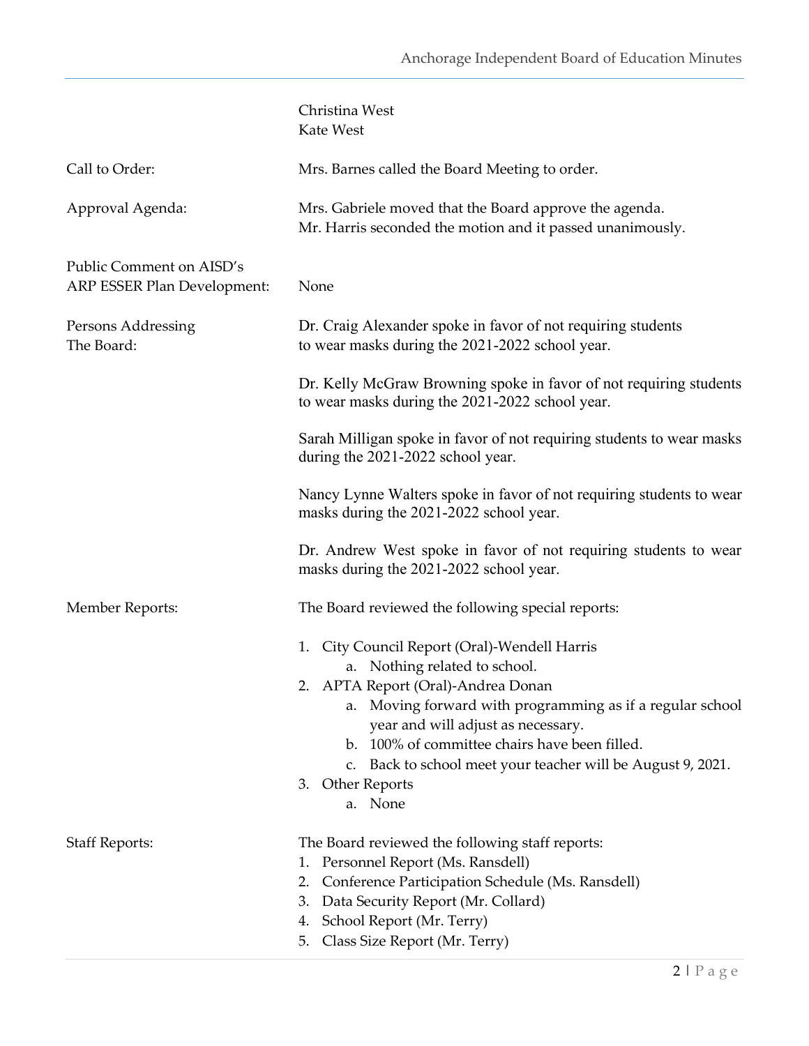Christina West
Kate West

**Call to Order:** Mrs. Barnes called the Board Meeting to order.

**Approval Agenda:** Mrs. Gabriele moved that the Board approve the agenda. Mr. Harris seconded the motion and it passed unanimously.

**Public Comment on AISD's ARP ESSER Plan Development:** None

**Persons Addressing The Board:**

Dr. Craig Alexander spoke in favor of not requiring students to wear masks during the 2021-2022 school year.

Dr. Kelly McGraw Browning spoke in favor of not requiring students to wear masks during the 2021-2022 school year.

Sarah Milligan spoke in favor of not requiring students to wear masks during the 2021-2022 school year.

Nancy Lynne Walters spoke in favor of not requiring students to wear masks during the 2021-2022 school year.

Dr. Andrew West spoke in favor of not requiring students to wear masks during the 2021-2022 school year.

**Member Reports:** The Board reviewed the following special reports:

1. City Council Report (Oral)-Wendell Harris
   a. Nothing related to school.
2. APTA Report (Oral)-Andrea Donan
   a. Moving forward with programming as if a regular school year and will adjust as necessary.
   b. 100% of committee chairs have been filled.
   c. Back to school meet your teacher will be August 9, 2021.
3. Other Reports
   a. None

**Staff Reports:** The Board reviewed the following staff reports:

1. Personnel Report (Ms. Ransdell)
2. Conference Participation Schedule (Ms. Ransdell)
3. Data Security Report (Mr. Collard)
4. School Report (Mr. Terry)
5. Class Size Report (Mr. Terry)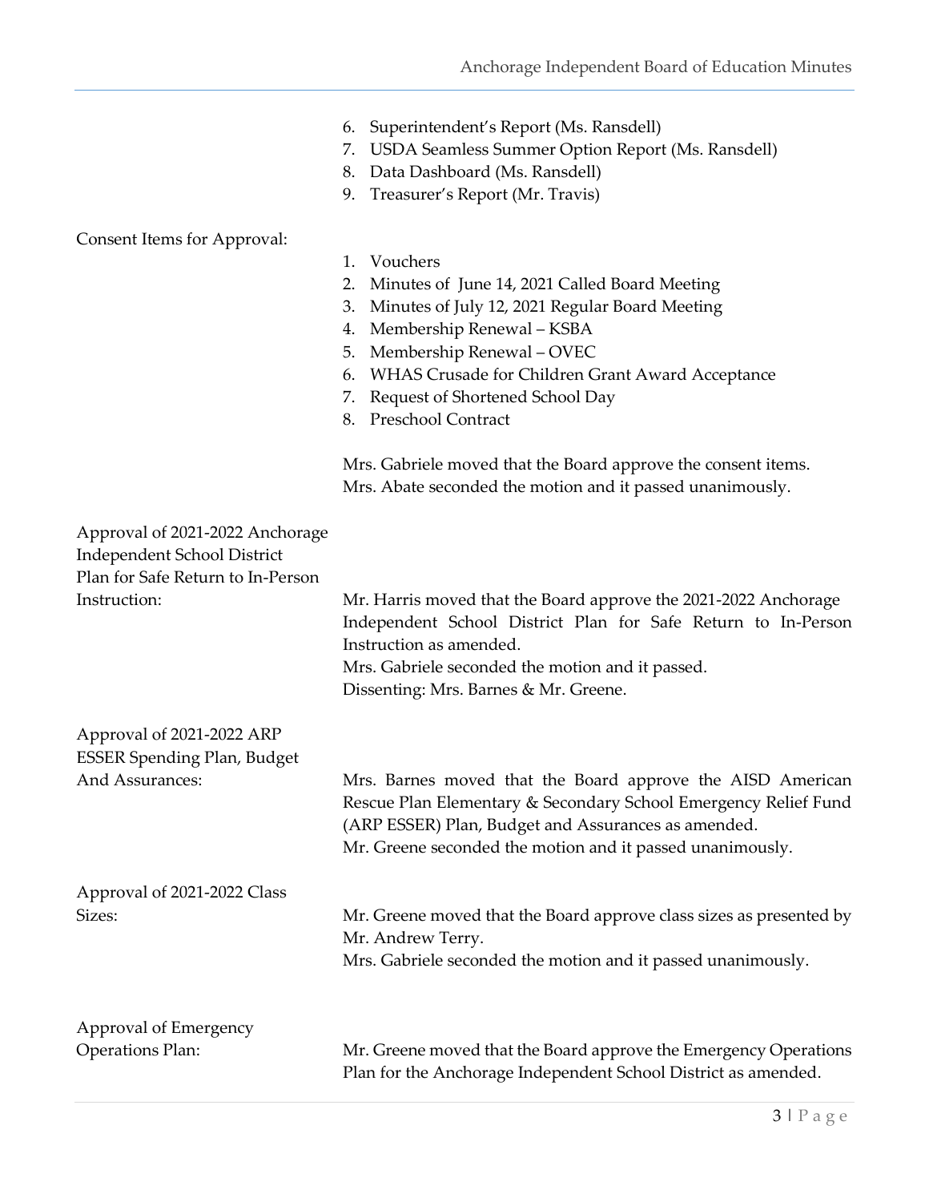6. Superintendent's Report (Ms. Ransdell)
7. USDA Seamless Summer Option Report (Ms. Ransdell)
8. Data Dashboard (Ms. Ransdell)
9. Treasurer's Report (Mr. Travis)

**Consent Items for Approval:**

1. Vouchers
2. Minutes of June 14, 2021 Called Board Meeting
3. Minutes of July 12, 2021 Regular Board Meeting
4. Membership Renewal – KSBA
5. Membership Renewal – OVEC
6. WHAS Crusade for Children Grant Award Acceptance
7. Request of Shortened School Day
8. Preschool Contract

Mrs. Gabriele moved that the Board approve the consent items.
Mrs. Abate seconded the motion and it passed unanimously.

**Approval of 2021-2022 Anchorage Independent School District Plan for Safe Return to In-Person Instruction:**

Mr. Harris moved that the Board approve the 2021-2022 Anchorage Independent School District Plan for Safe Return to In-Person Instruction as amended.
Mrs. Gabriele seconded the motion and it passed.
Dissenting: Mrs. Barnes & Mr. Greene.

**Approval of 2021-2022 ARP ESSER Spending Plan, Budget And Assurances:**

Mrs. Barnes moved that the Board approve the AISD American Rescue Plan Elementary & Secondary School Emergency Relief Fund (ARP ESSER) Plan, Budget and Assurances as amended.
Mr. Greene seconded the motion and it passed unanimously.

**Approval of 2021-2022 Class Sizes:**

Mr. Greene moved that the Board approve class sizes as presented by Mr. Andrew Terry.
Mrs. Gabriele seconded the motion and it passed unanimously.

**Approval of Emergency Operations Plan:**

Mr. Greene moved that the Board approve the Emergency Operations Plan for the Anchorage Independent School District as amended.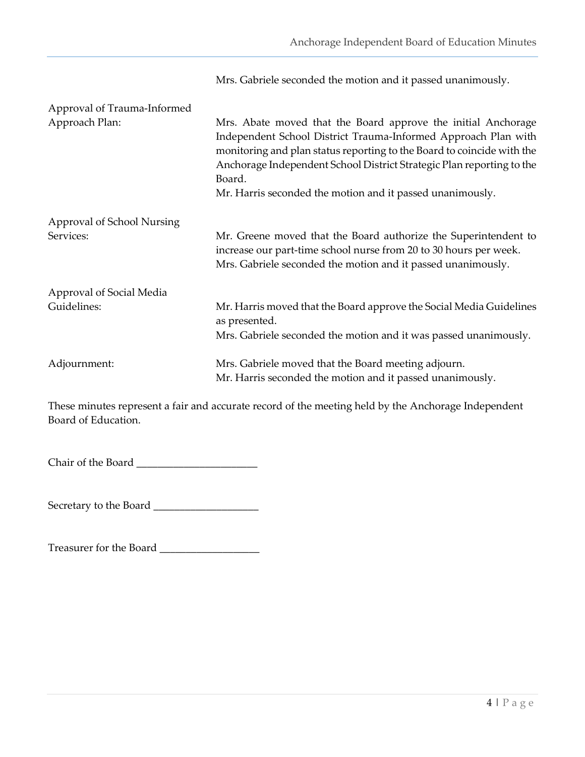Mrs. Gabriele seconded the motion and it passed unanimously.

**Approval of Trauma-Informed Approach Plan:**

Mrs. Abate moved that the Board approve the initial Anchorage Independent School District Trauma-Informed Approach Plan with monitoring and plan status reporting to the Board to coincide with the Anchorage Independent School District Strategic Plan reporting to the Board.
Mr. Harris seconded the motion and it passed unanimously.

**Approval of School Nursing Services:**

Mr. Greene moved that the Board authorize the Superintendent to increase our part-time school nurse from 20 to 30 hours per week.
Mrs. Gabriele seconded the motion and it passed unanimously.

**Approval of Social Media Guidelines:**

Mr. Harris moved that the Board approve the Social Media Guidelines as presented.
Mrs. Gabriele seconded the motion and it was passed unanimously.

**Adjournment:**

Mrs. Gabriele moved that the Board meeting adjourn.
Mr. Harris seconded the motion and it passed unanimously.

These minutes represent a fair and accurate record of the meeting held by the Anchorage Independent Board of Education.

Chair of the Board ______________________

Secretary to the Board ___________________

Treasurer for the Board __________________